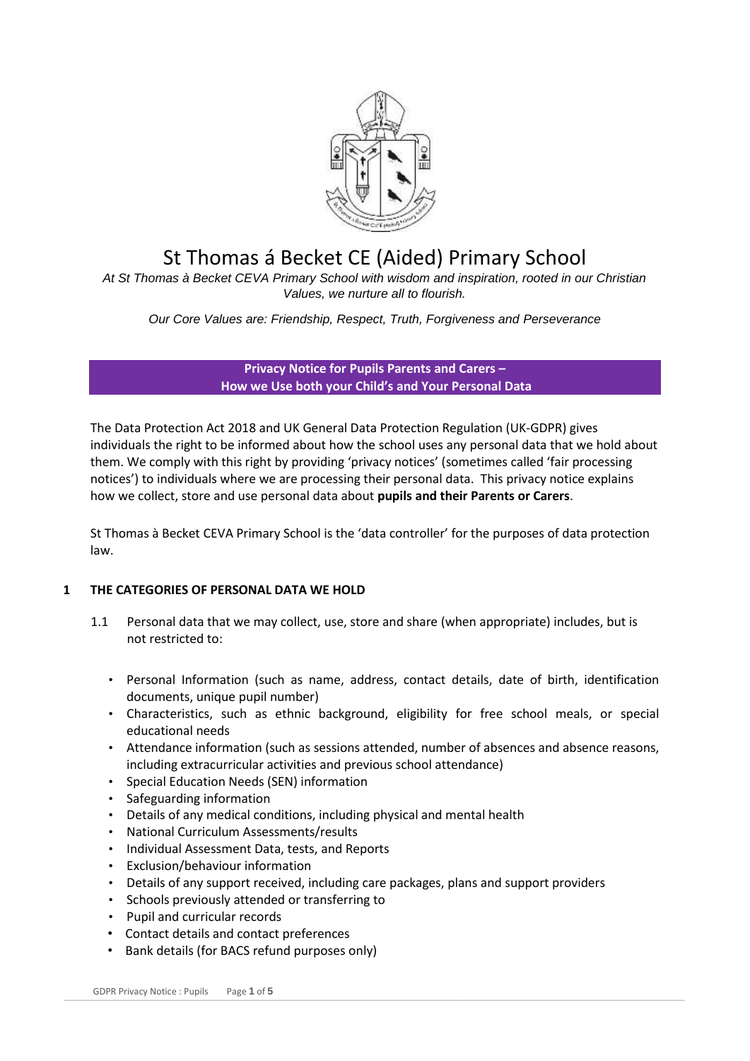# St Thomas á Becket CE (Aided) Primary School

*At St Thomas à Becket CEVA Primary School with wisdom and inspiration, rooted in our Christian Values, we nurture all to flourish.*

*Our Core Values are: Friendship, Respect, Truth, Forgiveness and Perseverance*

## Privacy Notice for Pupils Parents and Carers – How we Use both your Child's and Your Personal Data

The Data Protection Act 2018 and UK General Data Protection Regulation (UK-GDPR) gives individuals the right to be informed about how the school uses any personal data that we hold about them. We comply with this right by providing 'privacy notices' (sometimes called 'fair processing notices') to individuals where we are processing their personal data. This privacy notice explains how we collect, store and use personal data about **pupils and their Parents or Carers**.

St Thomas à Becket CEVA Primary School is the 'data controller' for the purposes of data protection law.

### 1 THE CATEGORIES OF PERSONAL DATA WE HOLD

1.1 Personal data that we may collect, use, store and share (when appropriate) includes, but is not restricted to:

- Personal Information (such as name, address, contact details, date of birth, identification documents, unique pupil number)
- Characteristics, such as ethnic background, eligibility for free school meals, or special educational needs
- Attendance information (such as sessions attended, number of absences and absence reasons, including extracurricular activities and previous school attendance)
- Special Education Needs (SEN) information
- Safeguarding information
- Details of any medical conditions, including physical and mental health
- National Curriculum Assessments/results
- Individual Assessment Data, tests, and Reports
- Exclusion/behaviour information
- Details of any support received, including care packages, plans and support providers
- Schools previously attended or transferring to
- Pupil and curricular records
- Contact details and contact preferences
- Bank details (for BACS refund purposes only)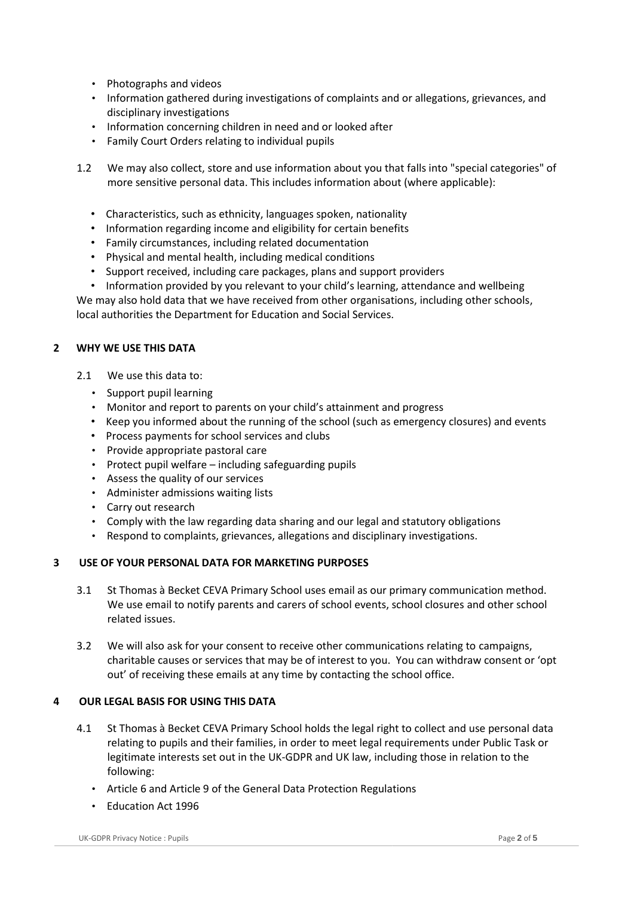- Photographs and videos
- Information gathered during investigations of complaints and or allegations, grievances, and disciplinary investigations
- Information concerning children in need and or looked after
- Family Court Orders relating to individual pupils

1.2 We may also collect, store and use information about you that falls into "special categories" of more sensitive personal data. This includes information about (where applicable):

- Characteristics, such as ethnicity, languages spoken, nationality
- Information regarding income and eligibility for certain benefits
- Family circumstances, including related documentation
- Physical and mental health, including medical conditions
- Support received, including care packages, plans and support providers
- Information provided by you relevant to your child's learning, attendance and wellbeing

We may also hold data that we have received from other organisations, including other schools, local authorities the Department for Education and Social Services.

## 2 WHY WE USE THIS DATA

2.1 We use this data to:

- Support pupil learning
- Monitor and report to parents on your child's attainment and progress
- Keep you informed about the running of the school (such as emergency closures) and events
- Process payments for school services and clubs
- Provide appropriate pastoral care
- Protect pupil welfare – including safeguarding pupils
- Assess the quality of our services
- Administer admissions waiting lists
- Carry out research
- Comply with the law regarding data sharing and our legal and statutory obligations
- Respond to complaints, grievances, allegations and disciplinary investigations.

## 3 USE OF YOUR PERSONAL DATA FOR MARKETING PURPOSES

3.1 St Thomas à Becket CEVA Primary School uses email as our primary communication method. We use email to notify parents and carers of school events, school closures and other school related issues.

3.2 We will also ask for your consent to receive other communications relating to campaigns, charitable causes or services that may be of interest to you. You can withdraw consent or 'opt out' of receiving these emails at any time by contacting the school office.

## 4 OUR LEGAL BASIS FOR USING THIS DATA

4.1 St Thomas à Becket CEVA Primary School holds the legal right to collect and use personal data relating to pupils and their families, in order to meet legal requirements under Public Task or legitimate interests set out in the UK-GDPR and UK law, including those in relation to the following:

- Article 6 and Article 9 of the General Data Protection Regulations
- Education Act 1996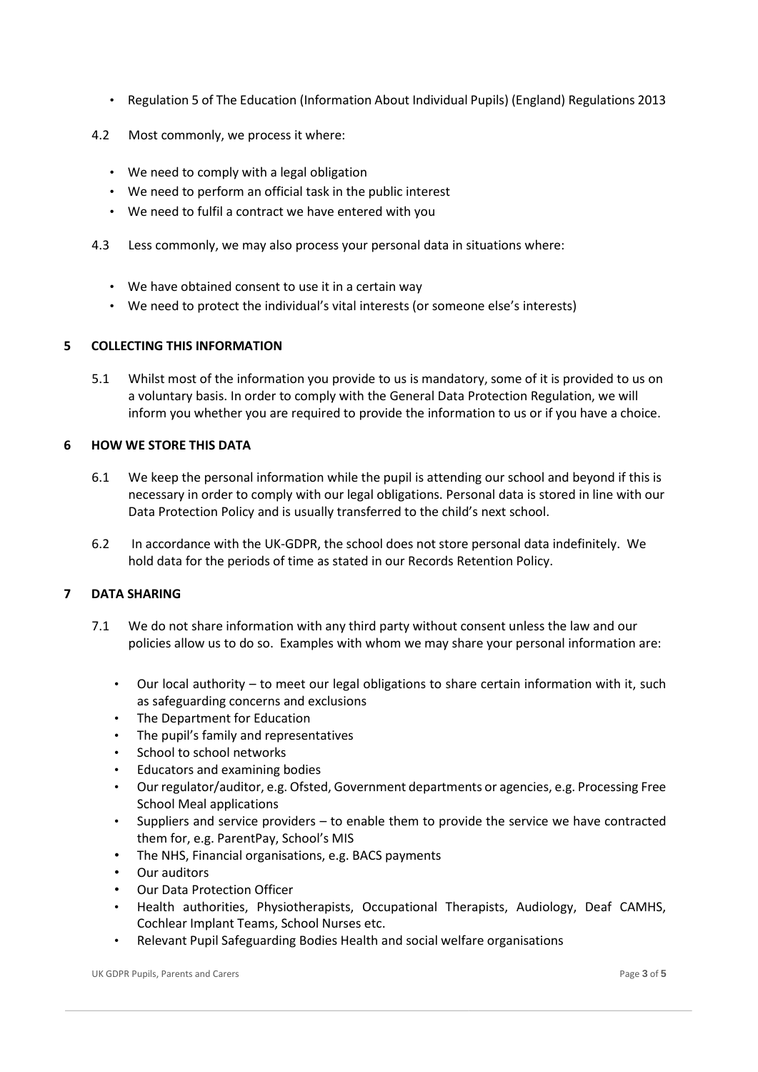- Regulation 5 of The Education (Information About Individual Pupils) (England) Regulations 2013

4.2 Most commonly, we process it where:

- We need to comply with a legal obligation
- We need to perform an official task in the public interest
- We need to fulfil a contract we have entered with you

4.3 Less commonly, we may also process your personal data in situations where:

- We have obtained consent to use it in a certain way
- We need to protect the individual's vital interests (or someone else's interests)

## 5 COLLECTING THIS INFORMATION

5.1 Whilst most of the information you provide to us is mandatory, some of it is provided to us on a voluntary basis. In order to comply with the General Data Protection Regulation, we will inform you whether you are required to provide the information to us or if you have a choice.

## 6 HOW WE STORE THIS DATA

6.1 We keep the personal information while the pupil is attending our school and beyond if this is necessary in order to comply with our legal obligations. Personal data is stored in line with our Data Protection Policy and is usually transferred to the child's next school.

6.2 In accordance with the UK-GDPR, the school does not store personal data indefinitely. We hold data for the periods of time as stated in our Records Retention Policy.

## 7 DATA SHARING

7.1 We do not share information with any third party without consent unless the law and our policies allow us to do so. Examples with whom we may share your personal information are:

- Our local authority – to meet our legal obligations to share certain information with it, such as safeguarding concerns and exclusions
- The Department for Education
- The pupil's family and representatives
- School to school networks
- Educators and examining bodies
- Our regulator/auditor, e.g. Ofsted, Government departments or agencies, e.g. Processing Free School Meal applications
- Suppliers and service providers – to enable them to provide the service we have contracted them for, e.g. ParentPay, School's MIS
- The NHS, Financial organisations, e.g. BACS payments
- Our auditors
- Our Data Protection Officer
- Health authorities, Physiotherapists, Occupational Therapists, Audiology, Deaf CAMHS, Cochlear Implant Teams, School Nurses etc.
- Relevant Pupil Safeguarding Bodies Health and social welfare organisations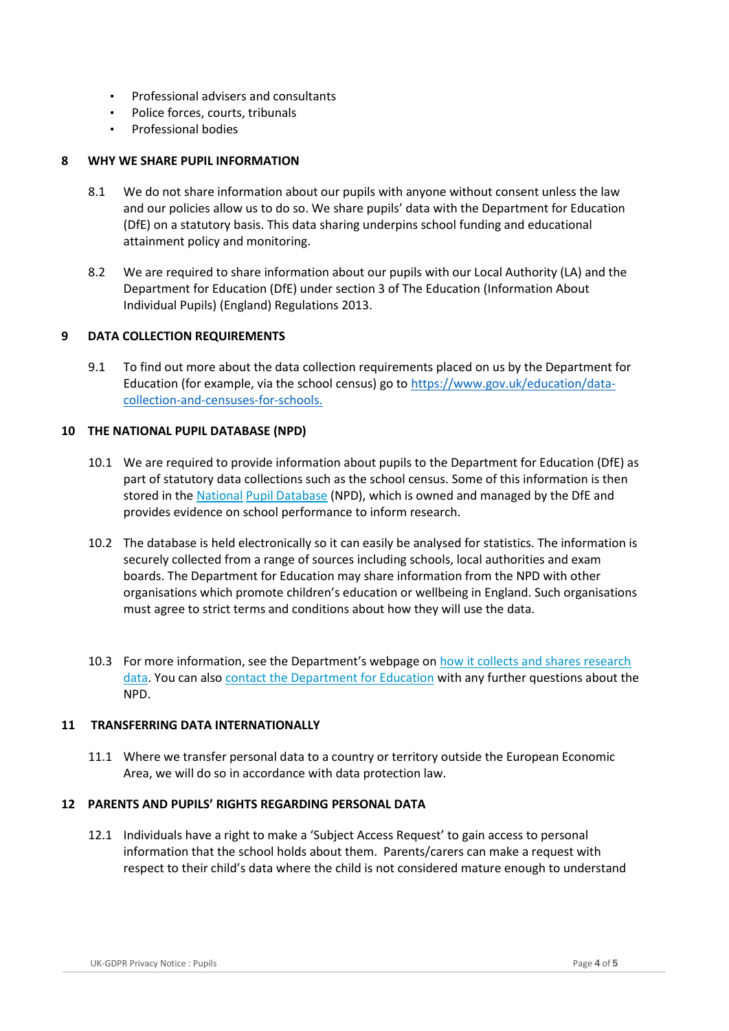- Professional advisers and consultants
- Police forces, courts, tribunals
- Professional bodies

## 8 WHY WE SHARE PUPIL INFORMATION

8.1 We do not share information about our pupils with anyone without consent unless the law and our policies allow us to do so. We share pupils' data with the Department for Education (DfE) on a statutory basis. This data sharing underpins school funding and educational attainment policy and monitoring.

8.2 We are required to share information about our pupils with our Local Authority (LA) and the Department for Education (DfE) under section 3 of The Education (Information About Individual Pupils) (England) Regulations 2013.

## 9 DATA COLLECTION REQUIREMENTS

9.1 To find out more about the data collection requirements placed on us by the Department for Education (for example, via the school census) go to https://www.gov.uk/education/data-collection-and-censuses-for-schools.

## 10 THE NATIONAL PUPIL DATABASE (NPD)

10.1 We are required to provide information about pupils to the Department for Education (DfE) as part of statutory data collections such as the school census. Some of this information is then stored in the National Pupil Database (NPD), which is owned and managed by the DfE and provides evidence on school performance to inform research.

10.2 The database is held electronically so it can easily be analysed for statistics. The information is securely collected from a range of sources including schools, local authorities and exam boards. The Department for Education may share information from the NPD with other organisations which promote children's education or wellbeing in England. Such organisations must agree to strict terms and conditions about how they will use the data.

10.3 For more information, see the Department's webpage on how it collects and shares research data. You can also contact the Department for Education with any further questions about the NPD.

## 11 TRANSFERRING DATA INTERNATIONALLY

11.1 Where we transfer personal data to a country or territory outside the European Economic Area, we will do so in accordance with data protection law.

## 12 PARENTS AND PUPILS' RIGHTS REGARDING PERSONAL DATA

12.1 Individuals have a right to make a 'Subject Access Request' to gain access to personal information that the school holds about them. Parents/carers can make a request with respect to their child's data where the child is not considered mature enough to understand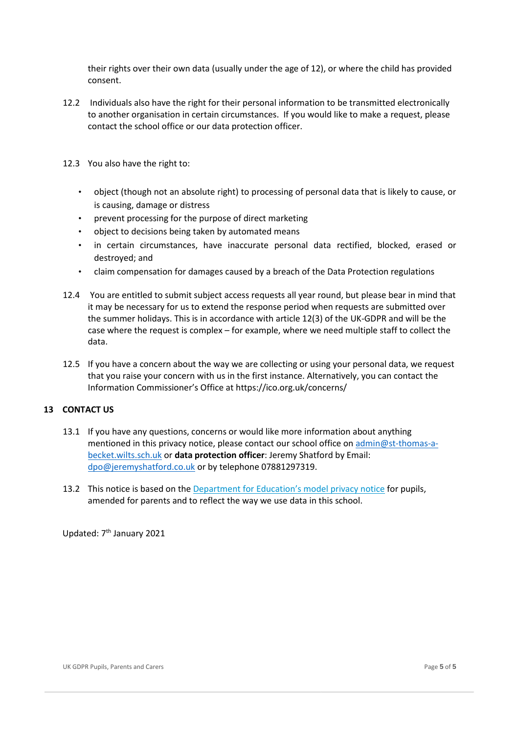their rights over their own data (usually under the age of 12), or where the child has provided consent.

12.2 Individuals also have the right for their personal information to be transmitted electronically to another organisation in certain circumstances. If you would like to make a request, please contact the school office or our data protection officer.

12.3 You also have the right to:

- object (though not an absolute right) to processing of personal data that is likely to cause, or is causing, damage or distress
- prevent processing for the purpose of direct marketing
- object to decisions being taken by automated means
- in certain circumstances, have inaccurate personal data rectified, blocked, erased or destroyed; and
- claim compensation for damages caused by a breach of the Data Protection regulations

12.4 You are entitled to submit subject access requests all year round, but please bear in mind that it may be necessary for us to extend the response period when requests are submitted over the summer holidays. This is in accordance with article 12(3) of the UK-GDPR and will be the case where the request is complex – for example, where we need multiple staff to collect the data.

12.5 If you have a concern about the way we are collecting or using your personal data, we request that you raise your concern with us in the first instance. Alternatively, you can contact the Information Commissioner's Office at https://ico.org.uk/concerns/

## 13 CONTACT US

13.1 If you have any questions, concerns or would like more information about anything mentioned in this privacy notice, please contact our school office on admin@st-thomas-a-becket.wilts.sch.uk or **data protection officer**: Jeremy Shatford by Email: dpo@jeremyshatford.co.uk or by telephone 07881297319.

13.2 This notice is based on the Department for Education's model privacy notice for pupils, amended for parents and to reflect the way we use data in this school.

Updated: 7th January 2021